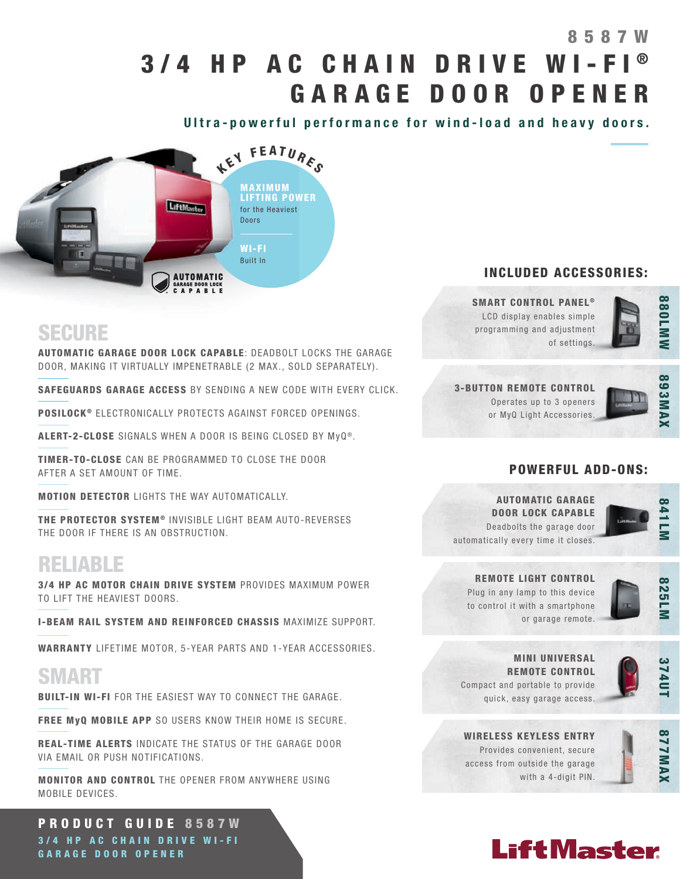# 8587W

# 3/4 HP AC CHAIN DRIVE WI-FI® GARAGE DOOR OPENER

**Ultra-powerful performance for wind-load and heavy doors.**

## KEY FEATURES

**MAXIMUM LIFTING POWER** for the Heaviest Doors

**WI-FI** Built In

**AUTOMATIC GARAGE DOOR LOCK CAPABLE**

## SECURE

**AUTOMATIC GARAGE DOOR LOCK CAPABLE**: DEADBOLT LOCKS THE GARAGE DOOR, MAKING IT VIRTUALLY IMPENETRABLE (2 MAX., SOLD SEPARATELY).

**SAFEGUARDS GARAGE ACCESS** BY SENDING A NEW CODE WITH EVERY CLICK.

**POSILOCK®** ELECTRONICALLY PROTECTS AGAINST FORCED OPENINGS.

**ALERT-2-CLOSE** SIGNALS WHEN A DOOR IS BEING CLOSED BY MyQ®.

**TIMER-TO-CLOSE** CAN BE PROGRAMMED TO CLOSE THE DOOR AFTER A SET AMOUNT OF TIME.

**MOTION DETECTOR** LIGHTS THE WAY AUTOMATICALLY.

**THE PROTECTOR SYSTEM®** INVISIBLE LIGHT BEAM AUTO-REVERSES THE DOOR IF THERE IS AN OBSTRUCTION.

## RELIABLE

**3/4 HP AC MOTOR CHAIN DRIVE SYSTEM** PROVIDES MAXIMUM POWER TO LIFT THE HEAVIEST DOORS.

**I-BEAM RAIL SYSTEM AND REINFORCED CHASSIS** MAXIMIZE SUPPORT.

**WARRANTY** LIFETIME MOTOR, 5-YEAR PARTS AND 1-YEAR ACCESSORIES.

## SMART

**BUILT-IN WI-FI** FOR THE EASIEST WAY TO CONNECT THE GARAGE.

**FREE MyQ MOBILE APP** SO USERS KNOW THEIR HOME IS SECURE.

**REAL-TIME ALERTS** INDICATE THE STATUS OF THE GARAGE DOOR VIA EMAIL OR PUSH NOTIFICATIONS.

**MONITOR AND CONTROL** THE OPENER FROM ANYWHERE USING MOBILE DEVICES.

## INCLUDED ACCESSORIES:

**SMART CONTROL PANEL®** — 880LMW
LCD display enables simple programming and adjustment of settings.

**3-BUTTON REMOTE CONTROL** — 893MAX
Operates up to 3 openers or MyQ Light Accessories.

## POWERFUL ADD-ONS:

**AUTOMATIC GARAGE DOOR LOCK CAPABLE** — 841LM
Deadbolts the garage door automatically every time it closes.

**REMOTE LIGHT CONTROL** — 825LM
Plug in any lamp to this device to control it with a smartphone or garage remote.

**MINI UNIVERSAL REMOTE CONTROL** — 374UT
Compact and portable to provide quick, easy garage access.

**WIRELESS KEYLESS ENTRY** — 877MAX
Provides convenient, secure access from outside the garage with a 4-digit PIN.

**PRODUCT GUIDE 8587W**
3/4 HP AC CHAIN DRIVE WI-FI GARAGE DOOR OPENER

LiftMaster®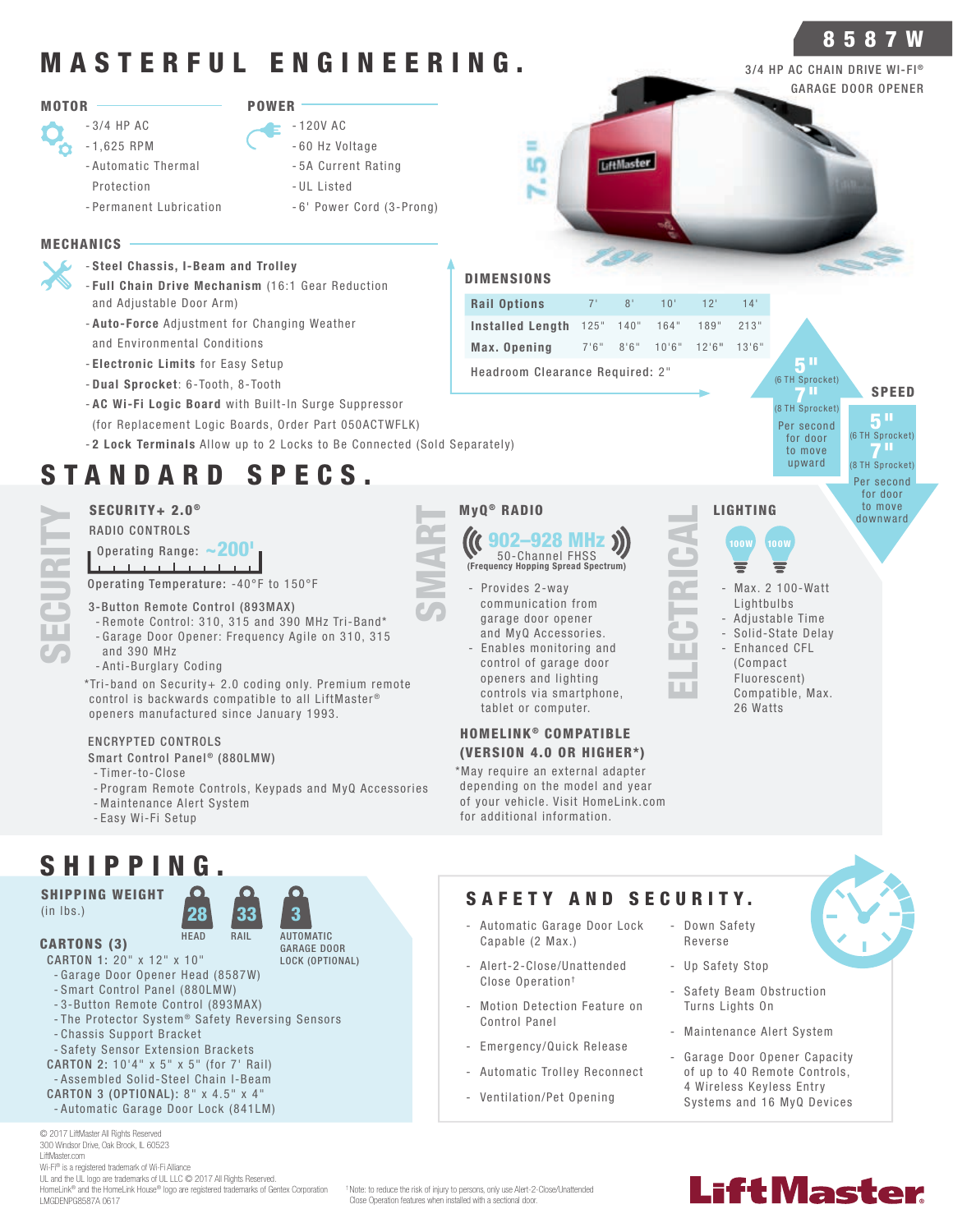# MASTERFUL ENGINEERING.

## 8587W

3/4 HP AC CHAIN DRIVE WI-FI® GARAGE DOOR OPENER

### MOTOR

- 3/4 HP AC
- 1,625 RPM
- Automatic Thermal Protection
- Permanent Lubrication

### POWER

- 120V AC
- 60 Hz Voltage
- 5A Current Rating
- UL Listed
- 6' Power Cord (3-Prong)

### MECHANICS

- **Steel Chassis, I-Beam and Trolley**
- **Full Chain Drive Mechanism** (16:1 Gear Reduction and Adjustable Door Arm)
- **Auto-Force** Adjustment for Changing Weather and Environmental Conditions
- **Electronic Limits** for Easy Setup
- **Dual Sprocket**: 6-Tooth, 8-Tooth
- **AC Wi-Fi Logic Board** with Built-In Surge Suppressor (for Replacement Logic Boards, Order Part 050ACTWFLK)
- **2 Lock Terminals** Allow up to 2 Locks to Be Connected (Sold Separately)

7.5"

19"

10.5"

### DIMENSIONS

| Rail Options | 7' | 8' | 10' | 12' | 14' |
|---|---|---|---|---|---|
| Installed Length | 125" | 140" | 164" | 189" | 213" |
| Max. Opening | 7'6" | 8'6" | 10'6" | 12'6" | 13'6" |

Headroom Clearance Required: 2"

### SPEED

5" (6 TH Sprocket)
7" (8 TH Sprocket)
Per second for door to move upward

5" (6 TH Sprocket)
7" (8 TH Sprocket)
Per second for door to move downward

# STANDARD SPECS.

## SECURITY

### SECURITY+ 2.0®

RADIO CONTROLS

Operating Range: ~200'

Operating Temperature: -40°F to 150°F

**3-Button Remote Control (893MAX)**

- Remote Control: 310, 315 and 390 MHz Tri-Band*
- Garage Door Opener: Frequency Agile on 310, 315 and 390 MHz
- Anti-Burglary Coding

*Tri-band on Security+ 2.0 coding only. Premium remote control is backwards compatible to all LiftMaster® openers manufactured since January 1993.

ENCRYPTED CONTROLS

**Smart Control Panel® (880LMW)**

- Timer-to-Close
- Program Remote Controls, Keypads and MyQ Accessories
- Maintenance Alert System
- Easy Wi-Fi Setup

## SMART

### MyQ® RADIO

902–928 MHz
50-Channel FHSS
(Frequency Hopping Spread Spectrum)

- Provides 2-way communication from garage door opener and MyQ Accessories.
- Enables monitoring and control of garage door openers and lighting controls via smartphone, tablet or computer.

### HOMELINK® COMPATIBLE (VERSION 4.0 OR HIGHER*)

*May require an external adapter depending on the model and year of your vehicle. Visit HomeLink.com for additional information.

## ELECTRICAL

### LIGHTING

100W 100W

- Max. 2 100-Watt Lightbulbs
- Adjustable Time
- Solid-State Delay
- Enhanced CFL (Compact Fluorescent) Compatible, Max. 26 Watts

# SHIPPING.

### SHIPPING WEIGHT

(in lbs.)

- 28 HEAD
- 33 RAIL
- 3 AUTOMATIC GARAGE DOOR LOCK (OPTIONAL)

### CARTONS (3)

CARTON 1: 20" x 12" x 10"
- Garage Door Opener Head (8587W)
- Smart Control Panel (880LMW)
- 3-Button Remote Control (893MAX)
- The Protector System® Safety Reversing Sensors
- Chassis Support Bracket
- Safety Sensor Extension Brackets

CARTON 2: 10'4" x 5" x 5" (for 7' Rail)
- Assembled Solid-Steel Chain I-Beam

CARTON 3 (OPTIONAL): 8" x 4.5" x 4"
- Automatic Garage Door Lock (841LM)

## SAFETY AND SECURITY.

- Automatic Garage Door Lock Capable (2 Max.)
- Alert-2-Close/Unattended Close Operation†
- Motion Detection Feature on Control Panel
- Emergency/Quick Release
- Automatic Trolley Reconnect
- Ventilation/Pet Opening
- Down Safety Reverse
- Up Safety Stop
- Safety Beam Obstruction Turns Lights On
- Maintenance Alert System
- Garage Door Opener Capacity of up to 40 Remote Controls, 4 Wireless Keyless Entry Systems and 16 MyQ Devices

© 2017 LiftMaster All Rights Reserved
300 Windsor Drive, Oak Brook, IL 60523
LiftMaster.com
Wi-Fi® is a registered trademark of Wi-Fi Alliance
UL and the UL logo are trademarks of UL LLC © 2017 All Rights Reserved.
HomeLink® and the HomeLink House® logo are registered trademarks of Gentex Corporation
LMGDENPG8587A 0617

† Note: to reduce the risk of injury to persons, only use Alert-2-Close/Unattended Close Operation features when installed with a sectional door.

LiftMaster